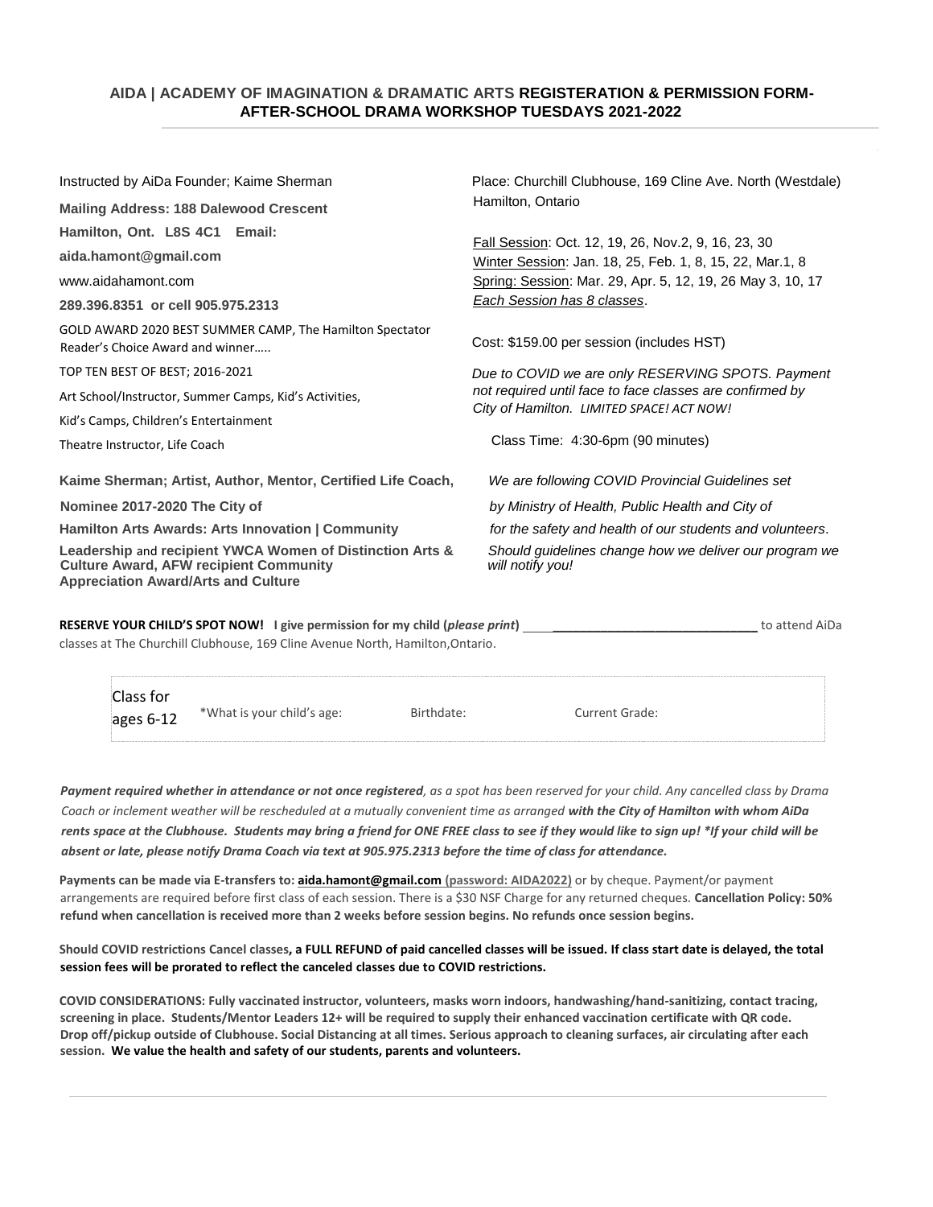## AIDA | ACADEMY OF IMAGINATION & DRAMATIC ARTS **REGISTERATION & PERMISSION FORM- AFTER-SCHOOL DRAMA WORKSHOP TUESDAYS 2021-2022**

Instructed by AiDa Founder; Kaime Sherman

**Mailing Address: 188 Dalewood Crescent**

**Hamilton, Ont. L8S 4C1 Email:**

**aida.hamont@gmail.com**

www.aidahamont.com

**289.396.8351 or cell 905.975.2313**

GOLD AWARD 2020 BEST SUMMER CAMP, The Hamilton Spectator Reader's Choice Award and winner…..

TOP TEN BEST OF BEST; 2016-2021

Art School/Instructor, Summer Camps, Kid's Activities,

Kid's Camps, Children's Entertainment

Theatre Instructor, Life Coach

**Kaime Sherman; Artist, Author, Mentor, Certified Life Coach,**

**Nominee 2017-2020 The City of**

**Hamilton Arts Awards: Arts Innovation | Community**

**Leadership** and **recipient YWCA Women of Distinction Arts & Culture Award, AFW recipient Community Appreciation Award/Arts and Culture**

Place: Churchill Clubhouse, 169 Cline Ave. North (Westdale) Hamilton, Ontario

Fall Session: Oct. 12, 19, 26, Nov.2, 9, 16, 23, 30
Winter Session: Jan. 18, 25, Feb. 1, 8, 15, 22, Mar.1, 8
Spring: Session: Mar. 29, Apr. 5, 12, 19, 26 May 3, 10, 17
*Each Session has 8 classes*.

Cost: $159.00 per session (includes HST)

*Due to COVID we are only RESERVING SPOTS. Payment not required until face to face classes are confirmed by City of Hamilton. LIMITED SPACE! ACT NOW!*

Class Time: 4:30-6pm (90 minutes)

*We are following COVID Provincial Guidelines set by Ministry of Health, Public Health and City of for the safety and health of our students and volunteers. Should guidelines change how we deliver our program we will notify you!*

**RESERVE YOUR CHILD'S SPOT NOW! I give permission for my child (*please print*)** ______________________________ to attend AiDa classes at The Churchill Clubhouse, 169 Cline Avenue North, Hamilton,Ontario.

| Class for ages 6-12 | *What is your child's age: | Birthdate: | Current Grade: |
|---|---|---|---|

***Payment required whether in attendance or not once registered**, as a spot has been reserved for your child. Any cancelled class by Drama Coach or inclement weather will be rescheduled at a mutually convenient time as arranged **with the City of Hamilton with whom AiDa rents space at the Clubhouse. Students may bring a friend for ONE FREE class to see if they would like to sign up! *If your child will be absent or late, please notify Drama Coach via text at 905.975.2313 before the time of class for attendance.***

**Payments can be made via E-transfers to: aida.hamont@gmail.com (password: AIDA2022)** or by cheque. Payment/or payment arrangements are required before first class of each session. There is a $30 NSF Charge for any returned cheques. **Cancellation Policy: 50% refund when cancellation is received more than 2 weeks before session begins. No refunds once session begins.**

**Should COVID restrictions Cancel classes, a FULL REFUND of paid cancelled classes will be issued. If class start date is delayed, the total session fees will be prorated to reflect the canceled classes due to COVID restrictions.**

**COVID CONSIDERATIONS: Fully vaccinated instructor, volunteers, masks worn indoors, handwashing/hand-sanitizing, contact tracing, screening in place. Students/Mentor Leaders 12+ will be required to supply their enhanced vaccination certificate with QR code. Drop off/pickup outside of Clubhouse. Social Distancing at all times. Serious approach to cleaning surfaces, air circulating after each session. We value the health and safety of our students, parents and volunteers.**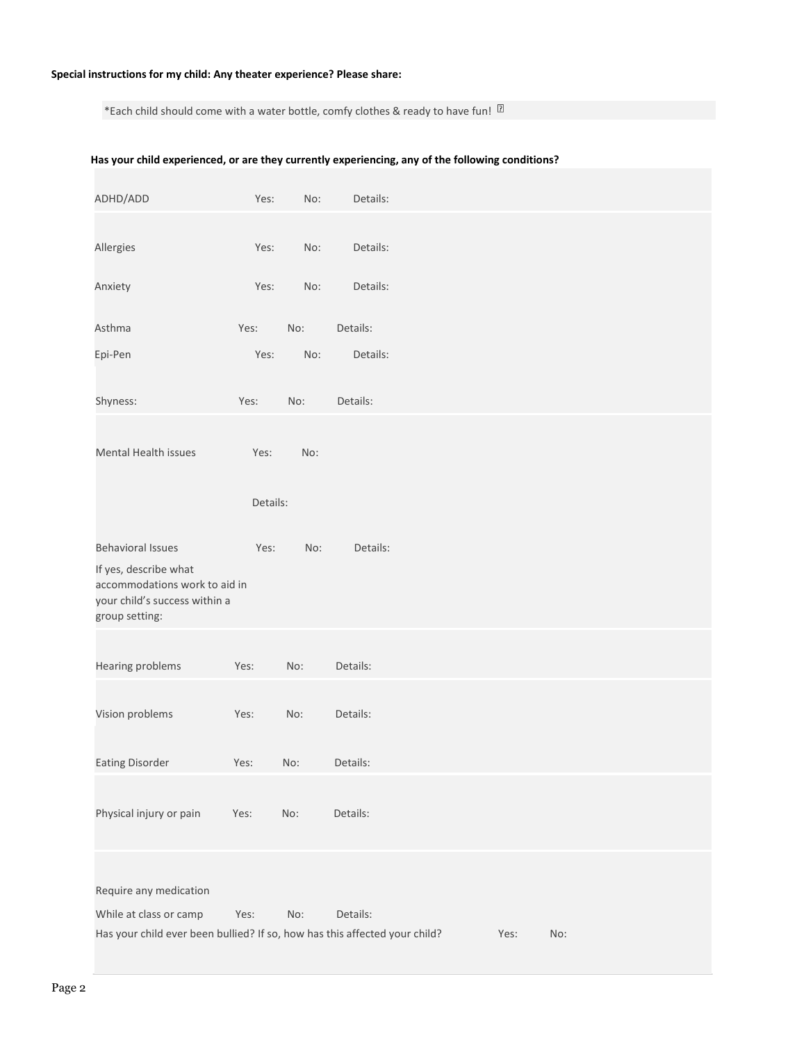**Special instructions for my child: Any theater experience? Please share:**

*Each child should come with a water bottle, comfy clothes & ready to have fun!

**Has your child experienced, or are they currently experiencing, any of the following conditions?**

| Condition | | | |
|---|---|---|---|
| ADHD/ADD | Yes: | No: | Details: |
| Allergies | Yes: | No: | Details: |
| Anxiety | Yes: | No: | Details: |
| Asthma | Yes: | No: | Details: |
| Epi-Pen | Yes: | No: | Details: |
| Shyness: | Yes: | No: | Details: |
| Mental Health issues | Yes: | No: | |
| | Details: | | |
| Behavioral Issues | Yes: | No: | Details: |
| If yes, describe what accommodations work to aid in your child's success within a group setting: | | | |
| Hearing problems | Yes: | No: | Details: |
| Vision problems | Yes: | No: | Details: |
| Eating Disorder | Yes: | No: | Details: |
| Physical injury or pain | Yes: | No: | Details: |
| Require any medication While at class or camp | Yes: | No: | Details: |

Has your child ever been bullied? If so, how has this affected your child? Yes: No: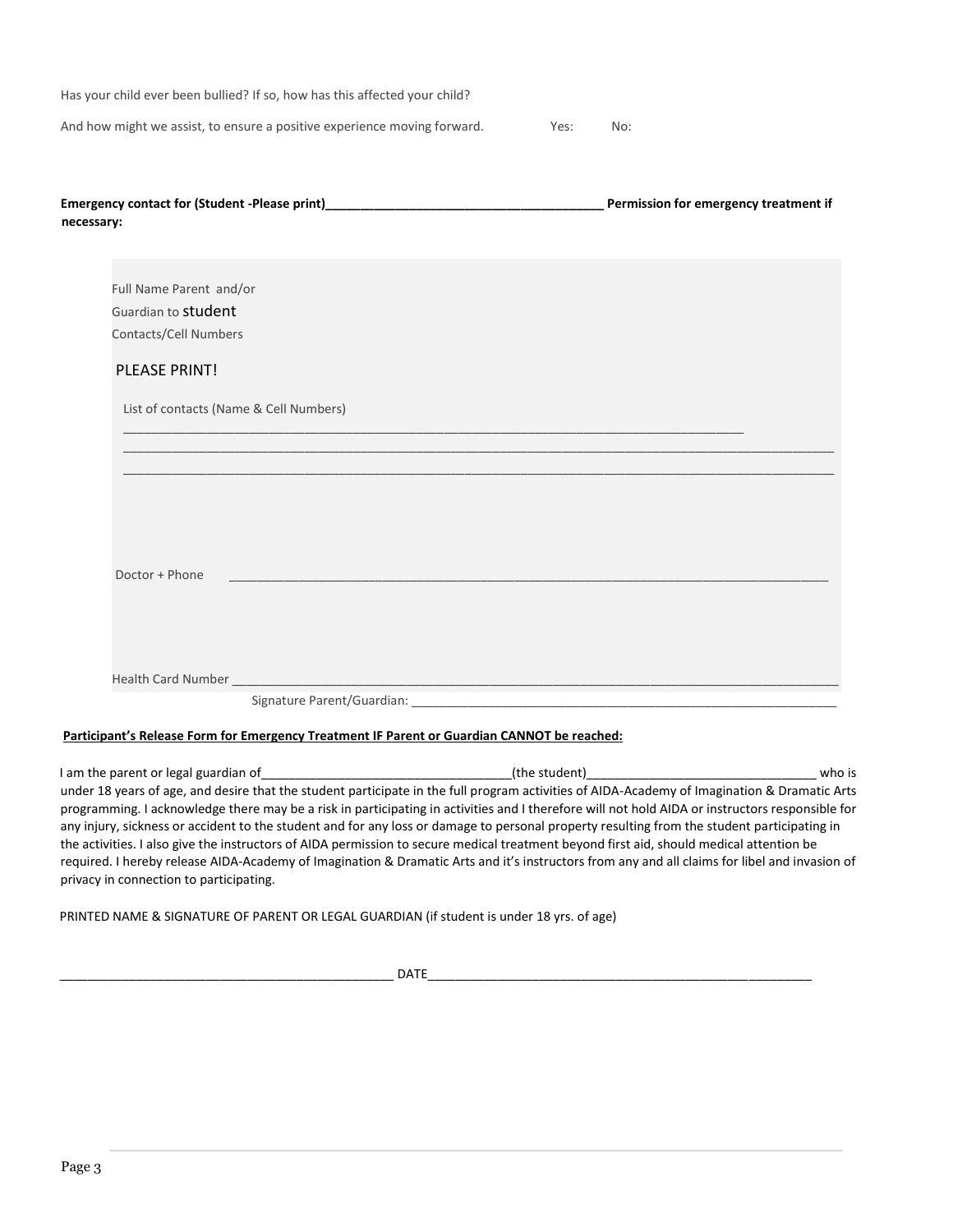Has your child ever been bullied? If so, how has this affected your child?

And how might we assist, to ensure a positive experience moving forward. Yes: No:

**Emergency contact for (Student -Please print)_______________________________________ Permission for emergency treatment if necessary:**

Full Name Parent and/or
Guardian to student
Contacts/Cell Numbers

PLEASE PRINT!

List of contacts (Name & Cell Numbers)

_____________________________________________________________________________________

_____________________________________________________________________________________

_____________________________________________________________________________________

Doctor + Phone _____________________________________________________________________________________

Health Card Number _____________________________________________________________________________________

Signature Parent/Guardian: _______________________________________________________________

**Participant's Release Form for Emergency Treatment IF Parent or Guardian CANNOT be reached:**

I am the parent or legal guardian of___________________________________(the student)________________________________ who is under 18 years of age, and desire that the student participate in the full program activities of AIDA-Academy of Imagination & Dramatic Arts programming. I acknowledge there may be a risk in participating in activities and I therefore will not hold AIDA or instructors responsible for any injury, sickness or accident to the student and for any loss or damage to personal property resulting from the student participating in the activities. I also give the instructors of AIDA permission to secure medical treatment beyond first aid, should medical attention be required. I hereby release AIDA-Academy of Imagination & Dramatic Arts and it's instructors from any and all claims for libel and invasion of privacy in connection to participating.

PRINTED NAME & SIGNATURE OF PARENT OR LEGAL GUARDIAN (if student is under 18 yrs. of age)

_______________________________________________ DATE_______________________________________________________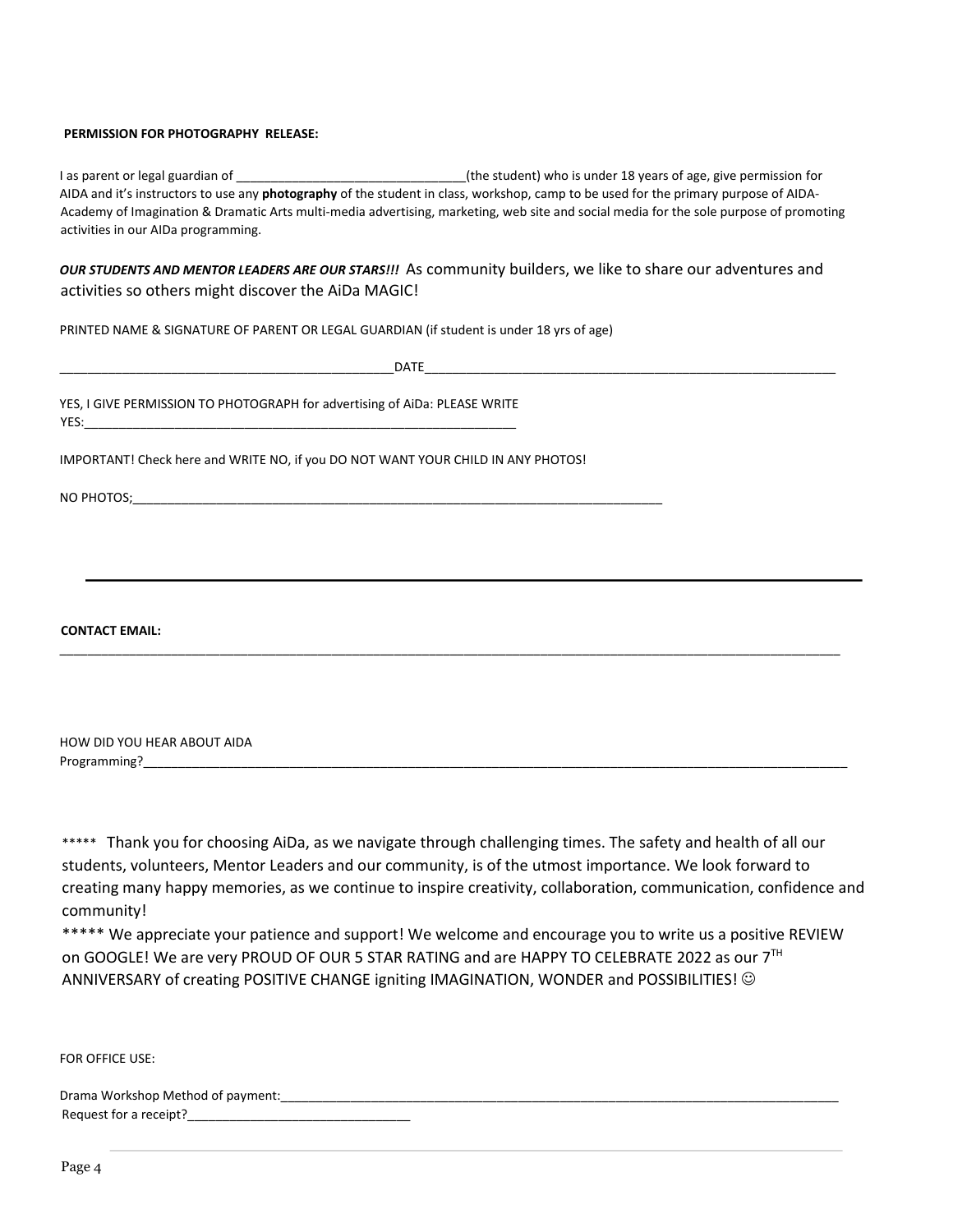**PERMISSION FOR PHOTOGRAPHY RELEASE:**

I as parent or legal guardian of _______________________________(the student) who is under 18 years of age, give permission for AIDA and it's instructors to use any **photography** of the student in class, workshop, camp to be used for the primary purpose of AIDA- Academy of Imagination & Dramatic Arts multi-media advertising, marketing, web site and social media for the sole purpose of promoting activities in our AIDa programming.

***OUR STUDENTS AND MENTOR LEADERS ARE OUR STARS!!!*** As community builders, we like to share our adventures and activities so others might discover the AiDa MAGIC!

PRINTED NAME & SIGNATURE OF PARENT OR LEGAL GUARDIAN (if student is under 18 yrs of age)

_______________________________________________DATE___________________________________________________________

YES, I GIVE PERMISSION TO PHOTOGRAPH for advertising of AiDa: PLEASE WRITE YES:_____________________________________________________________

IMPORTANT! Check here and WRITE NO, if you DO NOT WANT YOUR CHILD IN ANY PHOTOS!

NO PHOTOS;____________________________________________________________________________

---

**CONTACT EMAIL:**
_______________________________________________________________________________________________________________

HOW DID YOU HEAR ABOUT AIDA Programming?____________________________________________________________________________________________________

\*\*\*\*\* Thank you for choosing AiDa, as we navigate through challenging times. The safety and health of all our students, volunteers, Mentor Leaders and our community, is of the utmost importance. We look forward to creating many happy memories, as we continue to inspire creativity, collaboration, communication, confidence and community!

\*\*\*\*\* We appreciate your patience and support! We welcome and encourage you to write us a positive REVIEW on GOOGLE! We are very PROUD OF OUR 5 STAR RATING and are HAPPY TO CELEBRATE 2022 as our 7TH ANNIVERSARY of creating POSITIVE CHANGE igniting IMAGINATION, WONDER and POSSIBILITIES! ☺

FOR OFFICE USE:

Drama Workshop Method of payment:_____________________________________________________________________________

Request for a receipt?_______________________________